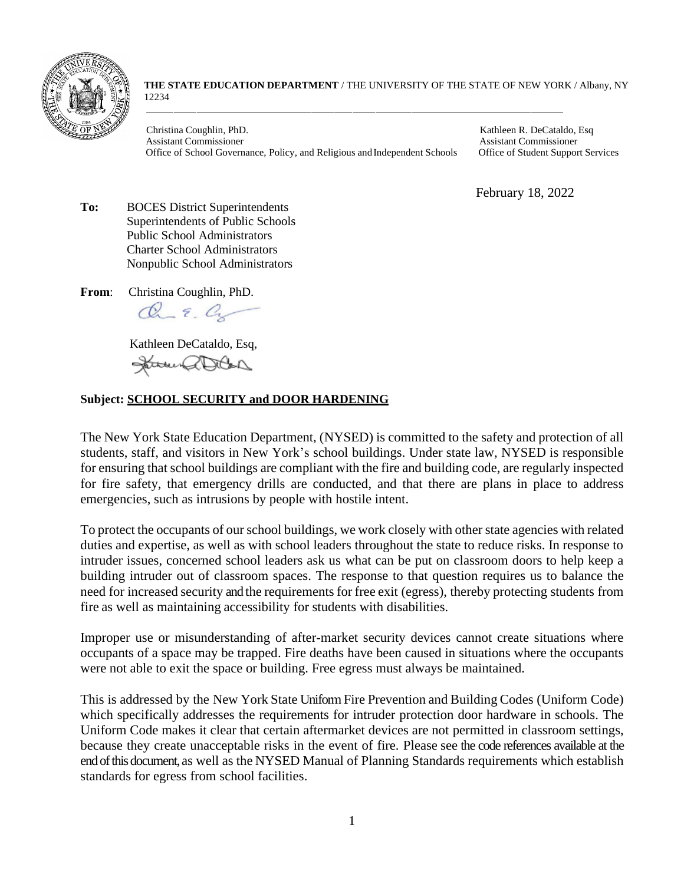**THE STATE EDUCATION DEPARTMENT** / THE UNIVERSITY OF THE STATE OF NEW YORK / Albany, NY 12234

Christina Coughlin, PhD.
Assistant Commissioner
Office of School Governance, Policy, and Religious and Independent Schools

Kathleen R. DeCataldo, Esq
Assistant Commissioner
Office of Student Support Services

February 18, 2022

**To:** BOCES District Superintendents
Superintendents of Public Schools
Public School Administrators
Charter School Administrators
Nonpublic School Administrators

**From**: Christina Coughlin, PhD.

Kathleen DeCataldo, Esq,

**Subject: SCHOOL SECURITY and DOOR HARDENING**

The New York State Education Department, (NYSED) is committed to the safety and protection of all students, staff, and visitors in New York's school buildings. Under state law, NYSED is responsible for ensuring that school buildings are compliant with the fire and building code, are regularly inspected for fire safety, that emergency drills are conducted, and that there are plans in place to address emergencies, such as intrusions by people with hostile intent.

To protect the occupants of our school buildings, we work closely with other state agencies with related duties and expertise, as well as with school leaders throughout the state to reduce risks. In response to intruder issues, concerned school leaders ask us what can be put on classroom doors to help keep a building intruder out of classroom spaces. The response to that question requires us to balance the need for increased security and the requirements for free exit (egress), thereby protecting students from fire as well as maintaining accessibility for students with disabilities.

Improper use or misunderstanding of after-market security devices cannot create situations where occupants of a space may be trapped. Fire deaths have been caused in situations where the occupants were not able to exit the space or building. Free egress must always be maintained.

This is addressed by the New York State Uniform Fire Prevention and Building Codes (Uniform Code) which specifically addresses the requirements for intruder protection door hardware in schools. The Uniform Code makes it clear that certain aftermarket devices are not permitted in classroom settings, because they create unacceptable risks in the event of fire. Please see the code references available at the end of this document, as well as the NYSED Manual of Planning Standards requirements which establish standards for egress from school facilities.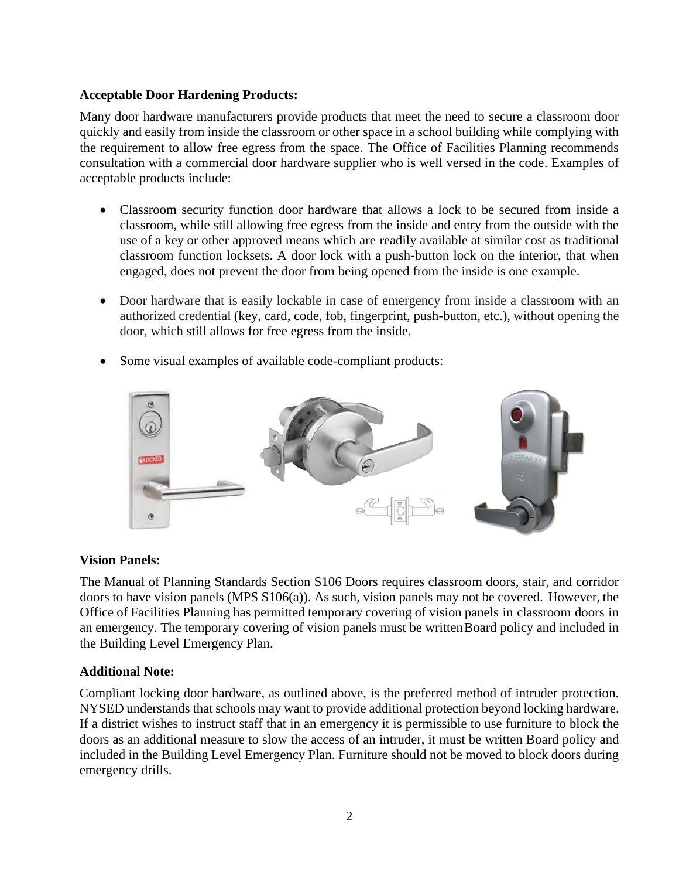**Acceptable Door Hardening Products:**

Many door hardware manufacturers provide products that meet the need to secure a classroom door quickly and easily from inside the classroom or other space in a school building while complying with the requirement to allow free egress from the space. The Office of Facilities Planning recommends consultation with a commercial door hardware supplier who is well versed in the code. Examples of acceptable products include:

- Classroom security function door hardware that allows a lock to be secured from inside a classroom, while still allowing free egress from the inside and entry from the outside with the use of a key or other approved means which are readily available at similar cost as traditional classroom function locksets. A door lock with a push-button lock on the interior, that when engaged, does not prevent the door from being opened from the inside is one example.

- Door hardware that is easily lockable in case of emergency from inside a classroom with an authorized credential (key, card, code, fob, fingerprint, push-button, etc.), without opening the door, which still allows for free egress from the inside.

- Some visual examples of available code-compliant products:

**Vision Panels:**

The Manual of Planning Standards Section S106 Doors requires classroom doors, stair, and corridor doors to have vision panels (MPS S106(a)). As such, vision panels may not be covered. However, the Office of Facilities Planning has permitted temporary covering of vision panels in classroom doors in an emergency. The temporary covering of vision panels must be written Board policy and included in the Building Level Emergency Plan.

**Additional Note:**

Compliant locking door hardware, as outlined above, is the preferred method of intruder protection. NYSED understands that schools may want to provide additional protection beyond locking hardware. If a district wishes to instruct staff that in an emergency it is permissible to use furniture to block the doors as an additional measure to slow the access of an intruder, it must be written Board policy and included in the Building Level Emergency Plan. Furniture should not be moved to block doors during emergency drills.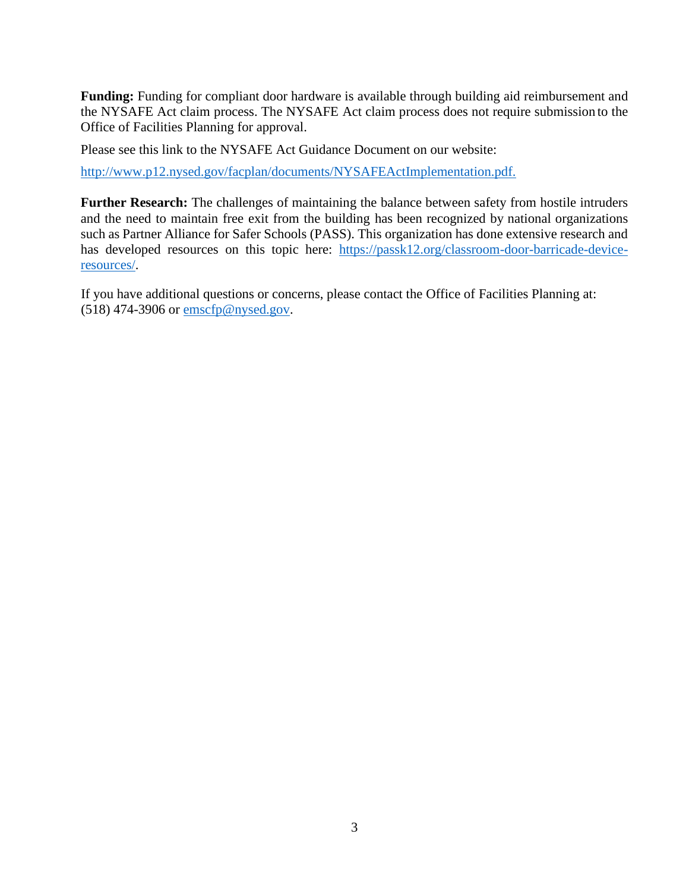**Funding:** Funding for compliant door hardware is available through building aid reimbursement and the NYSAFE Act claim process. The NYSAFE Act claim process does not require submission to the Office of Facilities Planning for approval.

Please see this link to the NYSAFE Act Guidance Document on our website:

[http://www.p12.nysed.gov/facplan/documents/NYSAFEActImplementation.pdf.](http://www.p12.nysed.gov/facplan/documents/NYSAFEActImplementation.pdf)

**Further Research:** The challenges of maintaining the balance between safety from hostile intruders and the need to maintain free exit from the building has been recognized by national organizations such as Partner Alliance for Safer Schools (PASS). This organization has done extensive research and has developed resources on this topic here: [https://passk12.org/classroom-door-barricade-device-resources/](https://passk12.org/classroom-door-barricade-device-resources/).

If you have additional questions or concerns, please contact the Office of Facilities Planning at: (518) 474-3906 or [emscfp@nysed.gov](mailto:emscfp@nysed.gov).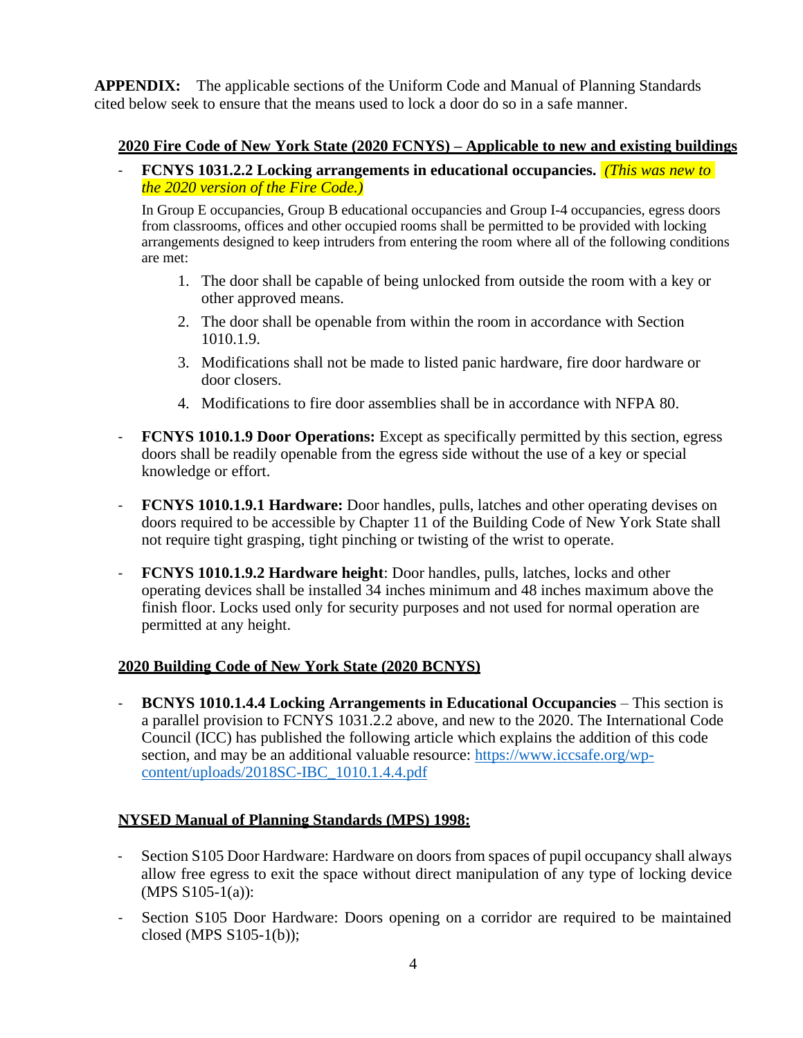**APPENDIX:** The applicable sections of the Uniform Code and Manual of Planning Standards cited below seek to ensure that the means used to lock a door do so in a safe manner.

**2020 Fire Code of New York State (2020 FCNYS) – Applicable to new and existing buildings**

- **FCNYS 1031.2.2 Locking arrangements in educational occupancies.** *(This was new to the 2020 version of the Fire Code.)*

  In Group E occupancies, Group B educational occupancies and Group I-4 occupancies, egress doors from classrooms, offices and other occupied rooms shall be permitted to be provided with locking arrangements designed to keep intruders from entering the room where all of the following conditions are met:

  1. The door shall be capable of being unlocked from outside the room with a key or other approved means.
  2. The door shall be openable from within the room in accordance with Section 1010.1.9.
  3. Modifications shall not be made to listed panic hardware, fire door hardware or door closers.
  4. Modifications to fire door assemblies shall be in accordance with NFPA 80.

- **FCNYS 1010.1.9 Door Operations:** Except as specifically permitted by this section, egress doors shall be readily openable from the egress side without the use of a key or special knowledge or effort.

- **FCNYS 1010.1.9.1 Hardware:** Door handles, pulls, latches and other operating devises on doors required to be accessible by Chapter 11 of the Building Code of New York State shall not require tight grasping, tight pinching or twisting of the wrist to operate.

- **FCNYS 1010.1.9.2 Hardware height**: Door handles, pulls, latches, locks and other operating devices shall be installed 34 inches minimum and 48 inches maximum above the finish floor. Locks used only for security purposes and not used for normal operation are permitted at any height.

**2020 Building Code of New York State (2020 BCNYS)**

- **BCNYS 1010.1.4.4 Locking Arrangements in Educational Occupancies** – This section is a parallel provision to FCNYS 1031.2.2 above, and new to the 2020. The International Code Council (ICC) has published the following article which explains the addition of this code section, and may be an additional valuable resource: https://www.iccsafe.org/wp-content/uploads/2018SC-IBC_1010.1.4.4.pdf

**NYSED Manual of Planning Standards (MPS) 1998:**

- Section S105 Door Hardware: Hardware on doors from spaces of pupil occupancy shall always allow free egress to exit the space without direct manipulation of any type of locking device (MPS S105-1(a)):
- Section S105 Door Hardware: Doors opening on a corridor are required to be maintained closed (MPS S105-1(b));